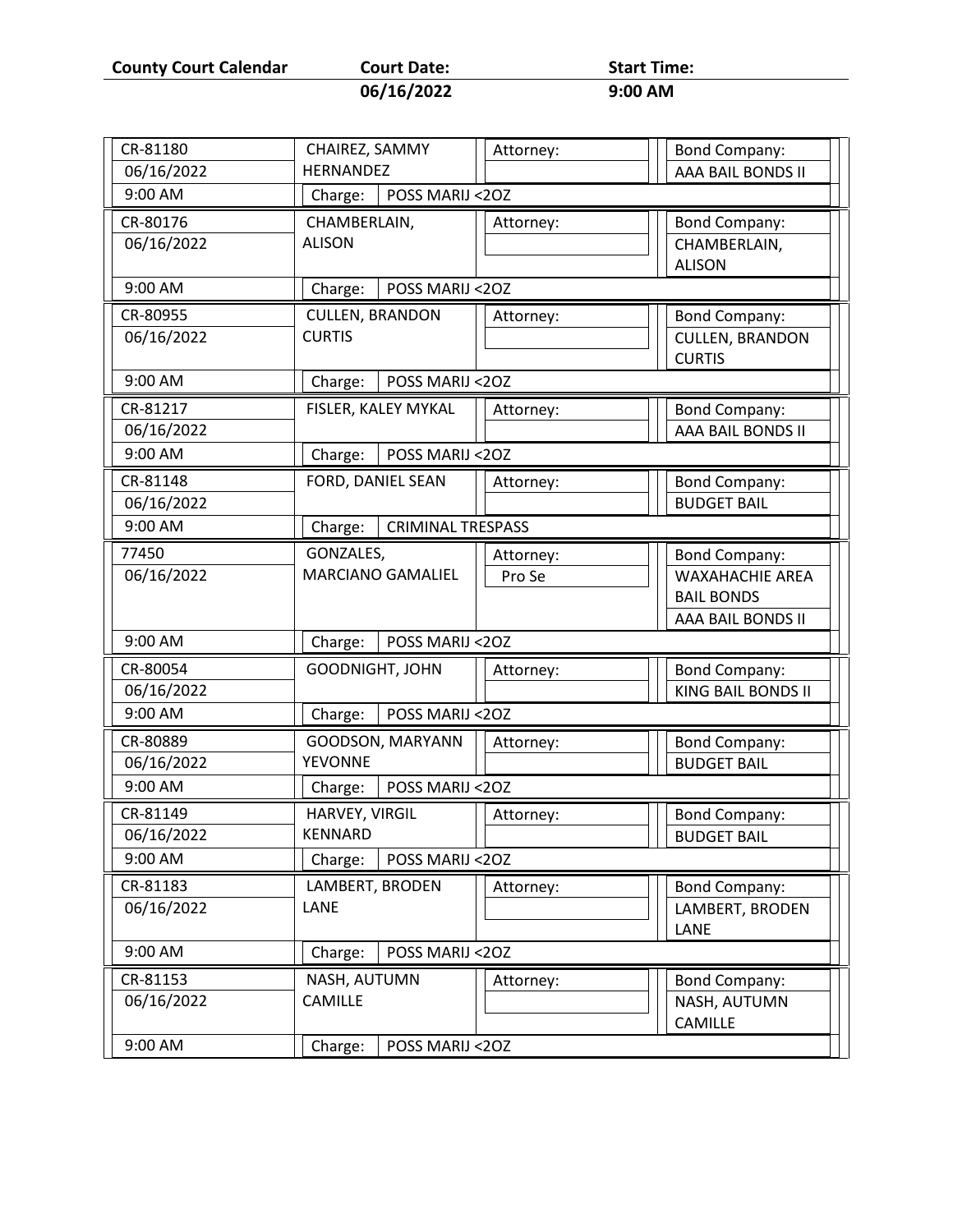**County Court Calendar** | **Court Date:** **06/16/2022** | **Start Time:** **9:00 AM**

| Case | Defendant | Attorney | Bond Company | Charge |
|---|---|---|---|---|
| CR-81180<br>06/16/2022<br>9:00 AM | CHAIREZ, SAMMY HERNANDEZ | | AAA BAIL BONDS II | POSS MARIJ <2OZ |
| CR-80176<br>06/16/2022<br>9:00 AM | CHAMBERLAIN, ALISON | | CHAMBERLAIN, ALISON | POSS MARIJ <2OZ |
| CR-80955<br>06/16/2022<br>9:00 AM | CULLEN, BRANDON CURTIS | | CULLEN, BRANDON CURTIS | POSS MARIJ <2OZ |
| CR-81217<br>06/16/2022<br>9:00 AM | FISLER, KALEY MYKAL | | AAA BAIL BONDS II | POSS MARIJ <2OZ |
| CR-81148<br>06/16/2022<br>9:00 AM | FORD, DANIEL SEAN | | BUDGET BAIL | CRIMINAL TRESPASS |
| 77450<br>06/16/2022<br>9:00 AM | GONZALES, MARCIANO GAMALIEL | Pro Se | WAXAHACHIE AREA BAIL BONDS<br>AAA BAIL BONDS II | POSS MARIJ <2OZ |
| CR-80054<br>06/16/2022<br>9:00 AM | GOODNIGHT, JOHN | | KING BAIL BONDS II | POSS MARIJ <2OZ |
| CR-80889<br>06/16/2022<br>9:00 AM | GOODSON, MARYANN YEVONNE | | BUDGET BAIL | POSS MARIJ <2OZ |
| CR-81149<br>06/16/2022<br>9:00 AM | HARVEY, VIRGIL KENNARD | | BUDGET BAIL | POSS MARIJ <2OZ |
| CR-81183<br>06/16/2022<br>9:00 AM | LAMBERT, BRODEN LANE | | LAMBERT, BRODEN LANE | POSS MARIJ <2OZ |
| CR-81153<br>06/16/2022<br>9:00 AM | NASH, AUTUMN CAMILLE | | NASH, AUTUMN CAMILLE | POSS MARIJ <2OZ |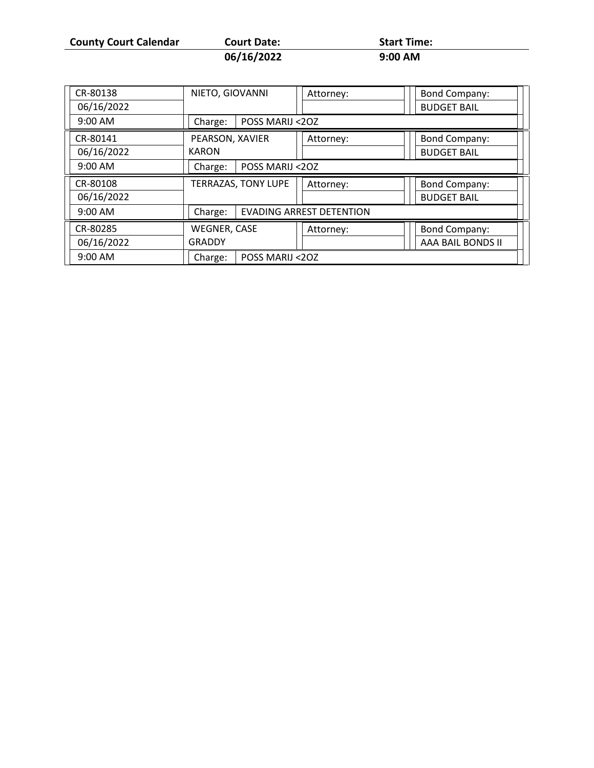| County Court Calendar | Court Date: | Start Time: |
| --- | --- | --- |
| | 06/16/2022 | 9:00 AM |

| | | | |
| --- | --- | --- | --- |
| CR-80138 | NIETO, GIOVANNI | Attorney: | Bond Company: |
| 06/16/2022 | | | BUDGET BAIL |
| 9:00 AM | Charge: POSS MARIJ <2OZ | | |
| CR-80141 | PEARSON, XAVIER KARON | Attorney: | Bond Company: |
| 06/16/2022 | | | BUDGET BAIL |
| 9:00 AM | Charge: POSS MARIJ <2OZ | | |
| CR-80108 | TERRAZAS, TONY LUPE | Attorney: | Bond Company: |
| 06/16/2022 | | | BUDGET BAIL |
| 9:00 AM | Charge: EVADING ARREST DETENTION | | |
| CR-80285 | WEGNER, CASE GRADDY | Attorney: | Bond Company: |
| 06/16/2022 | | | AAA BAIL BONDS II |
| 9:00 AM | Charge: POSS MARIJ <2OZ | | |